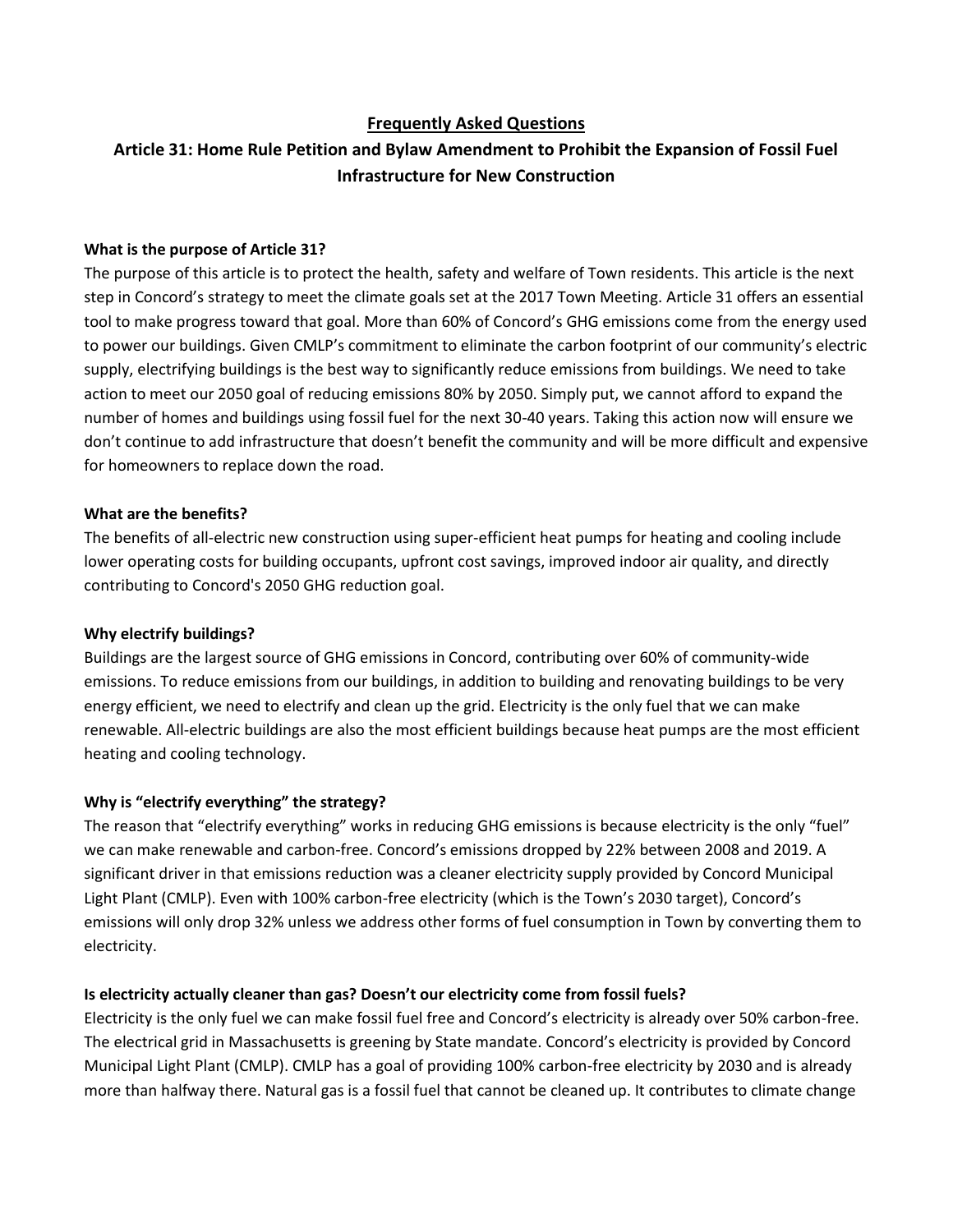# Frequently Asked Questions

## Article 31: Home Rule Petition and Bylaw Amendment to Prohibit the Expansion of Fossil Fuel Infrastructure for New Construction

**What is the purpose of Article 31?**

The purpose of this article is to protect the health, safety and welfare of Town residents. This article is the next step in Concord's strategy to meet the climate goals set at the 2017 Town Meeting. Article 31 offers an essential tool to make progress toward that goal. More than 60% of Concord's GHG emissions come from the energy used to power our buildings. Given CMLP's commitment to eliminate the carbon footprint of our community's electric supply, electrifying buildings is the best way to significantly reduce emissions from buildings. We need to take action to meet our 2050 goal of reducing emissions 80% by 2050. Simply put, we cannot afford to expand the number of homes and buildings using fossil fuel for the next 30-40 years. Taking this action now will ensure we don't continue to add infrastructure that doesn't benefit the community and will be more difficult and expensive for homeowners to replace down the road.

**What are the benefits?**

The benefits of all-electric new construction using super-efficient heat pumps for heating and cooling include lower operating costs for building occupants, upfront cost savings, improved indoor air quality, and directly contributing to Concord's 2050 GHG reduction goal.

**Why electrify buildings?**

Buildings are the largest source of GHG emissions in Concord, contributing over 60% of community-wide emissions. To reduce emissions from our buildings, in addition to building and renovating buildings to be very energy efficient, we need to electrify and clean up the grid. Electricity is the only fuel that we can make renewable. All-electric buildings are also the most efficient buildings because heat pumps are the most efficient heating and cooling technology.

**Why is "electrify everything" the strategy?**

The reason that "electrify everything" works in reducing GHG emissions is because electricity is the only "fuel" we can make renewable and carbon-free. Concord's emissions dropped by 22% between 2008 and 2019. A significant driver in that emissions reduction was a cleaner electricity supply provided by Concord Municipal Light Plant (CMLP). Even with 100% carbon-free electricity (which is the Town's 2030 target), Concord's emissions will only drop 32% unless we address other forms of fuel consumption in Town by converting them to electricity.

**Is electricity actually cleaner than gas? Doesn't our electricity come from fossil fuels?**

Electricity is the only fuel we can make fossil fuel free and Concord's electricity is already over 50% carbon-free. The electrical grid in Massachusetts is greening by State mandate. Concord's electricity is provided by Concord Municipal Light Plant (CMLP). CMLP has a goal of providing 100% carbon-free electricity by 2030 and is already more than halfway there. Natural gas is a fossil fuel that cannot be cleaned up. It contributes to climate change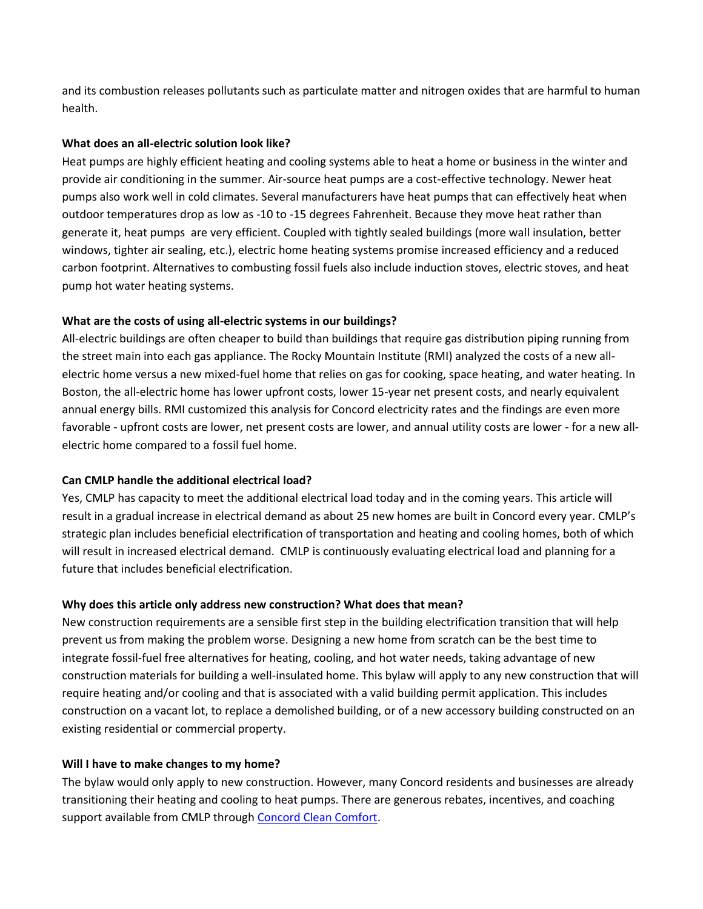and its combustion releases pollutants such as particulate matter and nitrogen oxides that are harmful to human health.

**What does an all-electric solution look like?**

Heat pumps are highly efficient heating and cooling systems able to heat a home or business in the winter and provide air conditioning in the summer. Air-source heat pumps are a cost-effective technology. Newer heat pumps also work well in cold climates. Several manufacturers have heat pumps that can effectively heat when outdoor temperatures drop as low as -10 to -15 degrees Fahrenheit. Because they move heat rather than generate it, heat pumps are very efficient. Coupled with tightly sealed buildings (more wall insulation, better windows, tighter air sealing, etc.), electric home heating systems promise increased efficiency and a reduced carbon footprint. Alternatives to combusting fossil fuels also include induction stoves, electric stoves, and heat pump hot water heating systems.

**What are the costs of using all-electric systems in our buildings?**

All-electric buildings are often cheaper to build than buildings that require gas distribution piping running from the street main into each gas appliance. The Rocky Mountain Institute (RMI) analyzed the costs of a new all-electric home versus a new mixed-fuel home that relies on gas for cooking, space heating, and water heating. In Boston, the all-electric home has lower upfront costs, lower 15-year net present costs, and nearly equivalent annual energy bills. RMI customized this analysis for Concord electricity rates and the findings are even more favorable - upfront costs are lower, net present costs are lower, and annual utility costs are lower - for a new all-electric home compared to a fossil fuel home.

**Can CMLP handle the additional electrical load?**

Yes, CMLP has capacity to meet the additional electrical load today and in the coming years. This article will result in a gradual increase in electrical demand as about 25 new homes are built in Concord every year. CMLP's strategic plan includes beneficial electrification of transportation and heating and cooling homes, both of which will result in increased electrical demand. CMLP is continuously evaluating electrical load and planning for a future that includes beneficial electrification.

**Why does this article only address new construction? What does that mean?**

New construction requirements are a sensible first step in the building electrification transition that will help prevent us from making the problem worse. Designing a new home from scratch can be the best time to integrate fossil-fuel free alternatives for heating, cooling, and hot water needs, taking advantage of new construction materials for building a well-insulated home. This bylaw will apply to any new construction that will require heating and/or cooling and that is associated with a valid building permit application. This includes construction on a vacant lot, to replace a demolished building, or of a new accessory building constructed on an existing residential or commercial property.

**Will I have to make changes to my home?**

The bylaw would only apply to new construction. However, many Concord residents and businesses are already transitioning their heating and cooling to heat pumps. There are generous rebates, incentives, and coaching support available from CMLP through [Concord Clean Comfort](Concord Clean Comfort).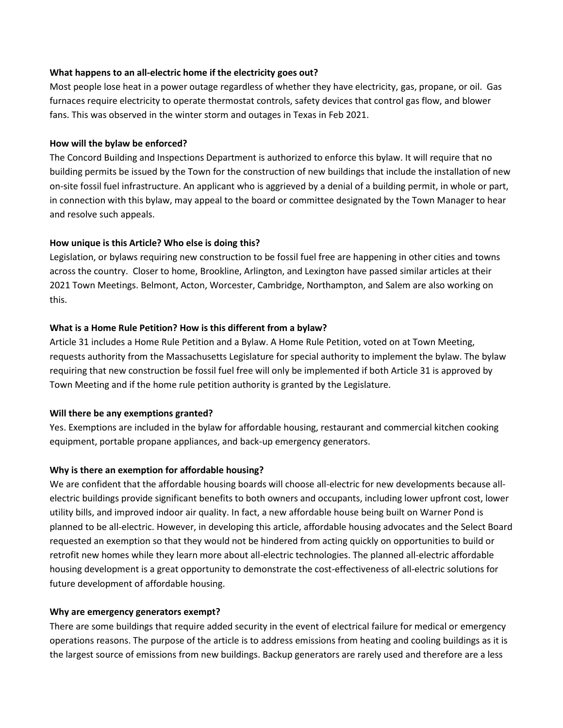**What happens to an all-electric home if the electricity goes out?**

Most people lose heat in a power outage regardless of whether they have electricity, gas, propane, or oil. Gas furnaces require electricity to operate thermostat controls, safety devices that control gas flow, and blower fans. This was observed in the winter storm and outages in Texas in Feb 2021.

**How will the bylaw be enforced?**

The Concord Building and Inspections Department is authorized to enforce this bylaw. It will require that no building permits be issued by the Town for the construction of new buildings that include the installation of new on-site fossil fuel infrastructure. An applicant who is aggrieved by a denial of a building permit, in whole or part, in connection with this bylaw, may appeal to the board or committee designated by the Town Manager to hear and resolve such appeals.

**How unique is this Article? Who else is doing this?**

Legislation, or bylaws requiring new construction to be fossil fuel free are happening in other cities and towns across the country. Closer to home, Brookline, Arlington, and Lexington have passed similar articles at their 2021 Town Meetings. Belmont, Acton, Worcester, Cambridge, Northampton, and Salem are also working on this.

**What is a Home Rule Petition? How is this different from a bylaw?**

Article 31 includes a Home Rule Petition and a Bylaw. A Home Rule Petition, voted on at Town Meeting, requests authority from the Massachusetts Legislature for special authority to implement the bylaw. The bylaw requiring that new construction be fossil fuel free will only be implemented if both Article 31 is approved by Town Meeting and if the home rule petition authority is granted by the Legislature.

**Will there be any exemptions granted?**

Yes. Exemptions are included in the bylaw for affordable housing, restaurant and commercial kitchen cooking equipment, portable propane appliances, and back-up emergency generators.

**Why is there an exemption for affordable housing?**

We are confident that the affordable housing boards will choose all-electric for new developments because all-electric buildings provide significant benefits to both owners and occupants, including lower upfront cost, lower utility bills, and improved indoor air quality. In fact, a new affordable house being built on Warner Pond is planned to be all-electric. However, in developing this article, affordable housing advocates and the Select Board requested an exemption so that they would not be hindered from acting quickly on opportunities to build or retrofit new homes while they learn more about all-electric technologies. The planned all-electric affordable housing development is a great opportunity to demonstrate the cost-effectiveness of all-electric solutions for future development of affordable housing.

**Why are emergency generators exempt?**

There are some buildings that require added security in the event of electrical failure for medical or emergency operations reasons. The purpose of the article is to address emissions from heating and cooling buildings as it is the largest source of emissions from new buildings. Backup generators are rarely used and therefore are a less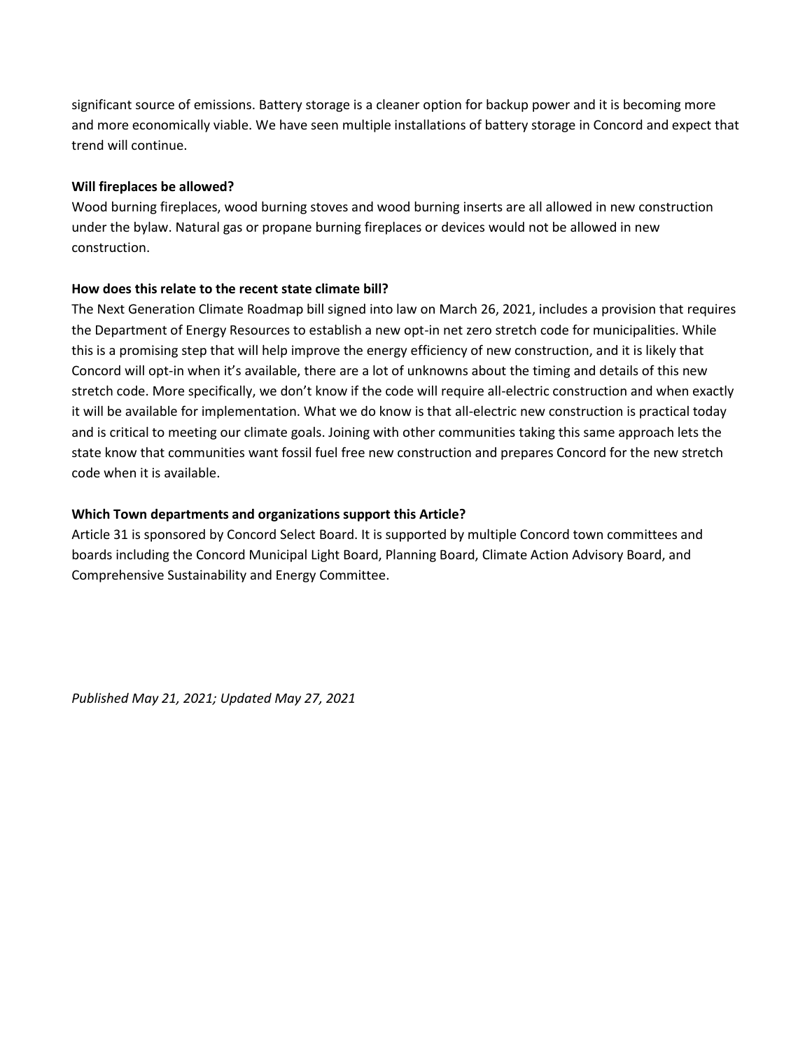significant source of emissions. Battery storage is a cleaner option for backup power and it is becoming more and more economically viable. We have seen multiple installations of battery storage in Concord and expect that trend will continue.

**Will fireplaces be allowed?**

Wood burning fireplaces, wood burning stoves and wood burning inserts are all allowed in new construction under the bylaw. Natural gas or propane burning fireplaces or devices would not be allowed in new construction.

**How does this relate to the recent state climate bill?**

The Next Generation Climate Roadmap bill signed into law on March 26, 2021, includes a provision that requires the Department of Energy Resources to establish a new opt-in net zero stretch code for municipalities. While this is a promising step that will help improve the energy efficiency of new construction, and it is likely that Concord will opt-in when it's available, there are a lot of unknowns about the timing and details of this new stretch code. More specifically, we don't know if the code will require all-electric construction and when exactly it will be available for implementation. What we do know is that all-electric new construction is practical today and is critical to meeting our climate goals. Joining with other communities taking this same approach lets the state know that communities want fossil fuel free new construction and prepares Concord for the new stretch code when it is available.

**Which Town departments and organizations support this Article?**

Article 31 is sponsored by Concord Select Board. It is supported by multiple Concord town committees and boards including the Concord Municipal Light Board, Planning Board, Climate Action Advisory Board, and Comprehensive Sustainability and Energy Committee.

*Published May 21, 2021; Updated May 27, 2021*